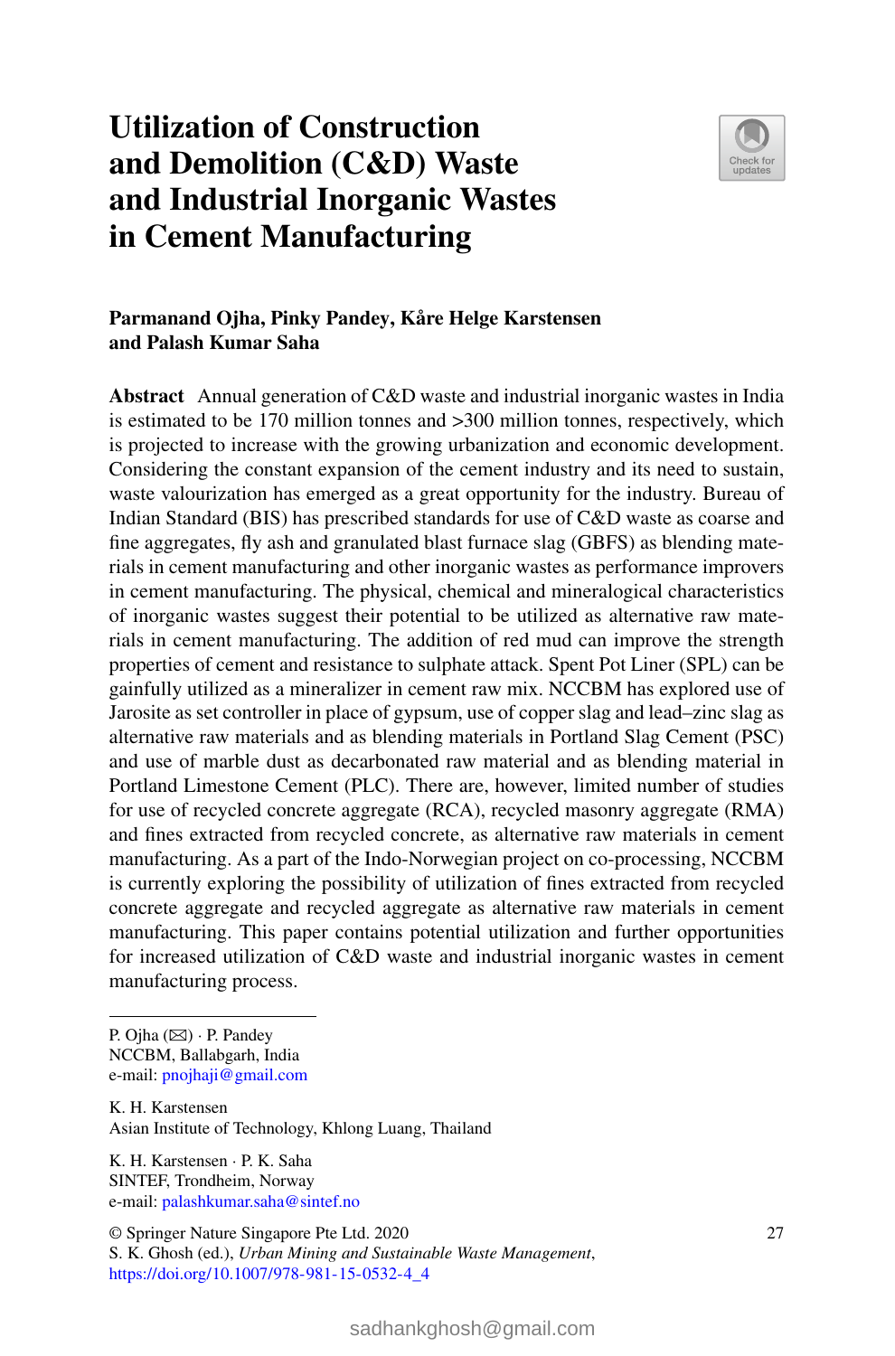# Utilization of Construction and Demolition (C&D) Waste and Industrial Inorganic Wastes in Cement Manufacturing

**Parmanand Ojha, Pinky Pandey, Kåre Helge Karstensen and Palash Kumar Saha**

**Abstract** Annual generation of C&D waste and industrial inorganic wastes in India is estimated to be 170 million tonnes and >300 million tonnes, respectively, which is projected to increase with the growing urbanization and economic development. Considering the constant expansion of the cement industry and its need to sustain, waste valourization has emerged as a great opportunity for the industry. Bureau of Indian Standard (BIS) has prescribed standards for use of C&D waste as coarse and fine aggregates, fly ash and granulated blast furnace slag (GBFS) as blending materials in cement manufacturing and other inorganic wastes as performance improvers in cement manufacturing. The physical, chemical and mineralogical characteristics of inorganic wastes suggest their potential to be utilized as alternative raw materials in cement manufacturing. The addition of red mud can improve the strength properties of cement and resistance to sulphate attack. Spent Pot Liner (SPL) can be gainfully utilized as a mineralizer in cement raw mix. NCCBM has explored use of Jarosite as set controller in place of gypsum, use of copper slag and lead–zinc slag as alternative raw materials and as blending materials in Portland Slag Cement (PSC) and use of marble dust as decarbonated raw material and as blending material in Portland Limestone Cement (PLC). There are, however, limited number of studies for use of recycled concrete aggregate (RCA), recycled masonry aggregate (RMA) and fines extracted from recycled concrete, as alternative raw materials in cement manufacturing. As a part of the Indo-Norwegian project on co-processing, NCCBM is currently exploring the possibility of utilization of fines extracted from recycled concrete aggregate and recycled aggregate as alternative raw materials in cement manufacturing. This paper contains potential utilization and further opportunities for increased utilization of C&D waste and industrial inorganic wastes in cement manufacturing process.

---

P. Ojha (✉) · P. Pandey
NCCBM, Ballabgarh, India
e-mail: pnojhaji@gmail.com

K. H. Karstensen
Asian Institute of Technology, Khlong Luang, Thailand

K. H. Karstensen · P. K. Saha
SINTEF, Trondheim, Norway
e-mail: palashkumar.saha@sintef.no

© Springer Nature Singapore Pte Ltd. 2020
S. K. Ghosh (ed.), *Urban Mining and Sustainable Waste Management*,
https://doi.org/10.1007/978-981-15-0532-4_4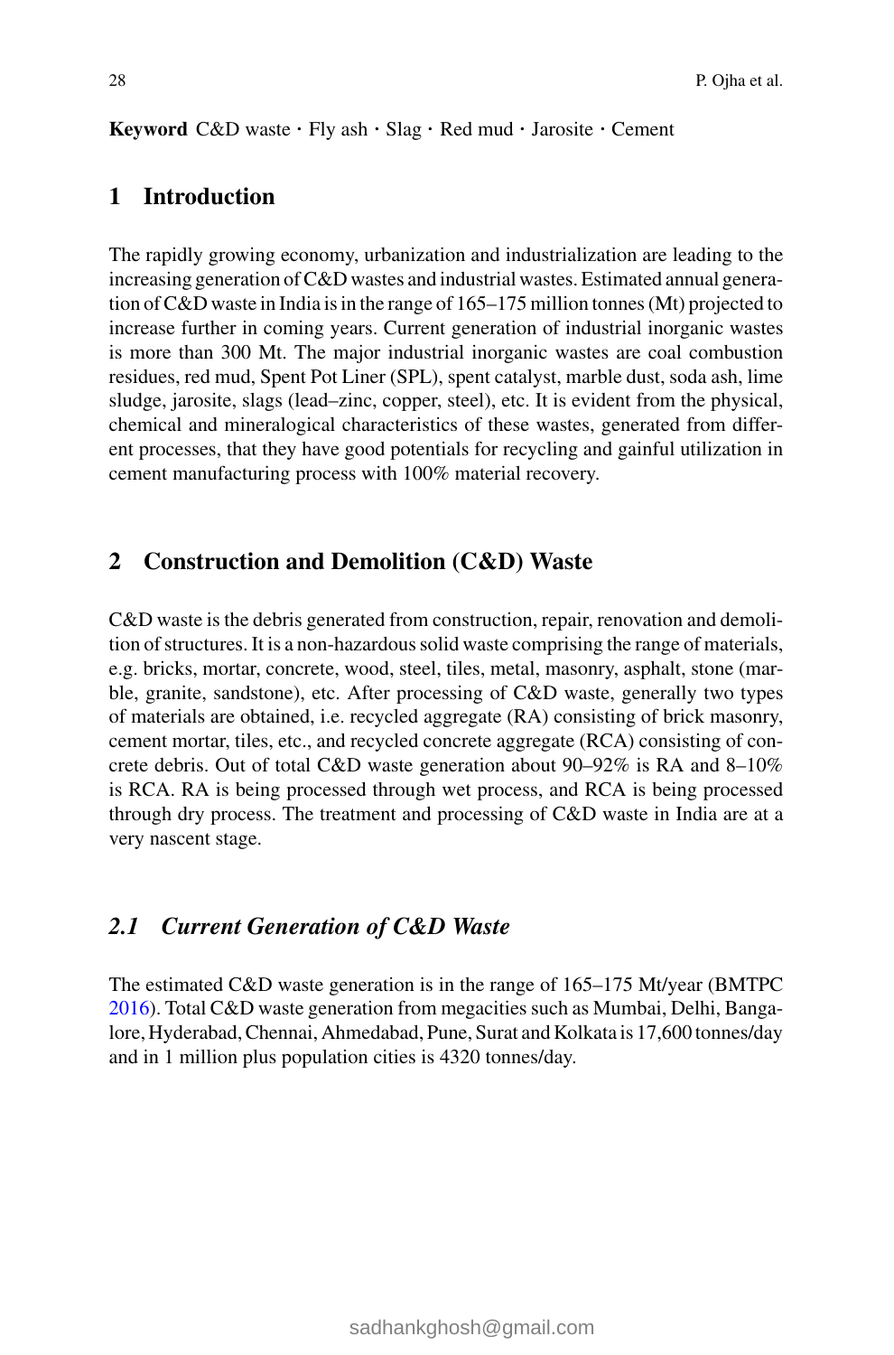**Keyword** C&D waste · Fly ash · Slag · Red mud · Jarosite · Cement

## 1 Introduction

The rapidly growing economy, urbanization and industrialization are leading to the increasing generation of C&D wastes and industrial wastes. Estimated annual generation of C&D waste in India is in the range of 165–175 million tonnes (Mt) projected to increase further in coming years. Current generation of industrial inorganic wastes is more than 300 Mt. The major industrial inorganic wastes are coal combustion residues, red mud, Spent Pot Liner (SPL), spent catalyst, marble dust, soda ash, lime sludge, jarosite, slags (lead–zinc, copper, steel), etc. It is evident from the physical, chemical and mineralogical characteristics of these wastes, generated from different processes, that they have good potentials for recycling and gainful utilization in cement manufacturing process with 100% material recovery.

## 2 Construction and Demolition (C&D) Waste

C&D waste is the debris generated from construction, repair, renovation and demolition of structures. It is a non-hazardous solid waste comprising the range of materials, e.g. bricks, mortar, concrete, wood, steel, tiles, metal, masonry, asphalt, stone (marble, granite, sandstone), etc. After processing of C&D waste, generally two types of materials are obtained, i.e. recycled aggregate (RA) consisting of brick masonry, cement mortar, tiles, etc., and recycled concrete aggregate (RCA) consisting of concrete debris. Out of total C&D waste generation about 90–92% is RA and 8–10% is RCA. RA is being processed through wet process, and RCA is being processed through dry process. The treatment and processing of C&D waste in India are at a very nascent stage.

### *2.1 Current Generation of C&D Waste*

The estimated C&D waste generation is in the range of 165–175 Mt/year (BMTPC 2016). Total C&D waste generation from megacities such as Mumbai, Delhi, Bangalore, Hyderabad, Chennai, Ahmedabad, Pune, Surat and Kolkata is 17,600 tonnes/day and in 1 million plus population cities is 4320 tonnes/day.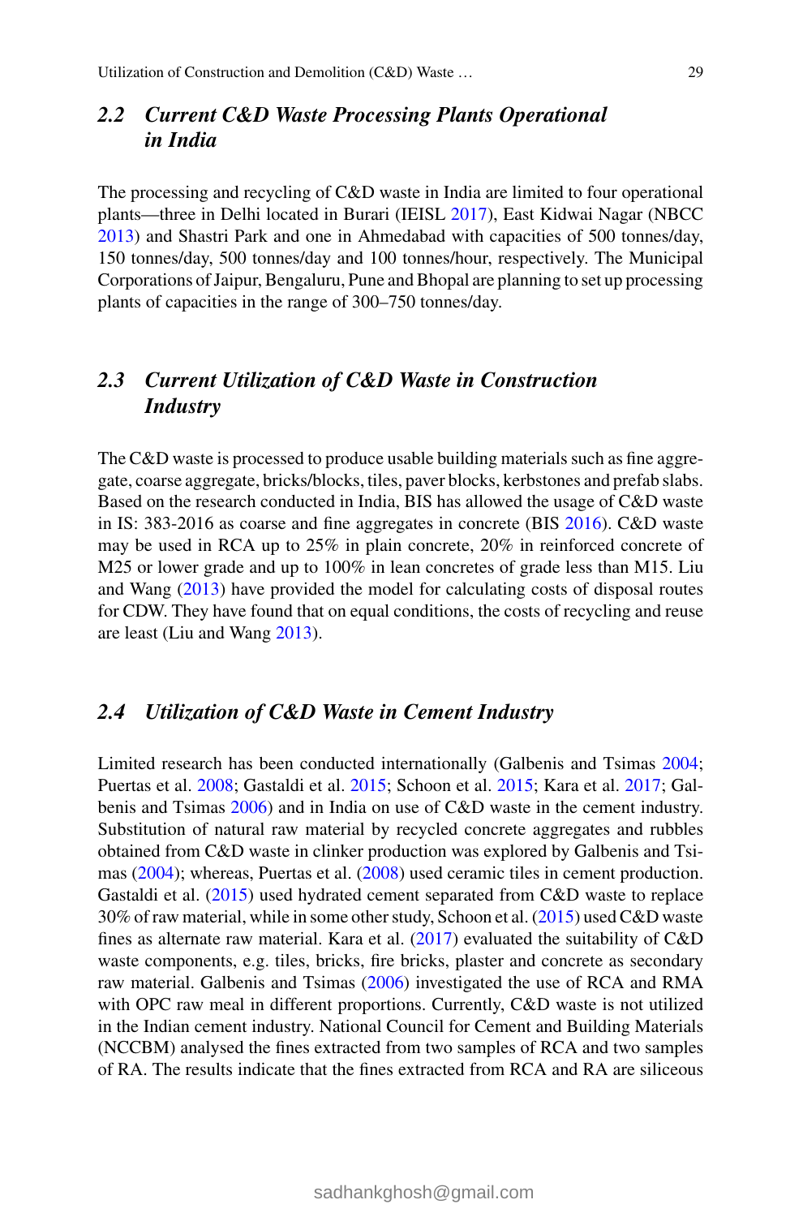## 2.2 Current C&D Waste Processing Plants Operational in India

The processing and recycling of C&D waste in India are limited to four operational plants—three in Delhi located in Burari (IEISL 2017), East Kidwai Nagar (NBCC 2013) and Shastri Park and one in Ahmedabad with capacities of 500 tonnes/day, 150 tonnes/day, 500 tonnes/day and 100 tonnes/hour, respectively. The Municipal Corporations of Jaipur, Bengaluru, Pune and Bhopal are planning to set up processing plants of capacities in the range of 300–750 tonnes/day.

## 2.3 Current Utilization of C&D Waste in Construction Industry

The C&D waste is processed to produce usable building materials such as fine aggregate, coarse aggregate, bricks/blocks, tiles, paver blocks, kerbstones and prefab slabs. Based on the research conducted in India, BIS has allowed the usage of C&D waste in IS: 383-2016 as coarse and fine aggregates in concrete (BIS 2016). C&D waste may be used in RCA up to 25% in plain concrete, 20% in reinforced concrete of M25 or lower grade and up to 100% in lean concretes of grade less than M15. Liu and Wang (2013) have provided the model for calculating costs of disposal routes for CDW. They have found that on equal conditions, the costs of recycling and reuse are least (Liu and Wang 2013).

## 2.4 Utilization of C&D Waste in Cement Industry

Limited research has been conducted internationally (Galbenis and Tsimas 2004; Puertas et al. 2008; Gastaldi et al. 2015; Schoon et al. 2015; Kara et al. 2017; Galbenis and Tsimas 2006) and in India on use of C&D waste in the cement industry. Substitution of natural raw material by recycled concrete aggregates and rubbles obtained from C&D waste in clinker production was explored by Galbenis and Tsimas (2004); whereas, Puertas et al. (2008) used ceramic tiles in cement production. Gastaldi et al. (2015) used hydrated cement separated from C&D waste to replace 30% of raw material, while in some other study, Schoon et al. (2015) used C&D waste fines as alternate raw material. Kara et al. (2017) evaluated the suitability of C&D waste components, e.g. tiles, bricks, fire bricks, plaster and concrete as secondary raw material. Galbenis and Tsimas (2006) investigated the use of RCA and RMA with OPC raw meal in different proportions. Currently, C&D waste is not utilized in the Indian cement industry. National Council for Cement and Building Materials (NCCBM) analysed the fines extracted from two samples of RCA and two samples of RA. The results indicate that the fines extracted from RCA and RA are siliceous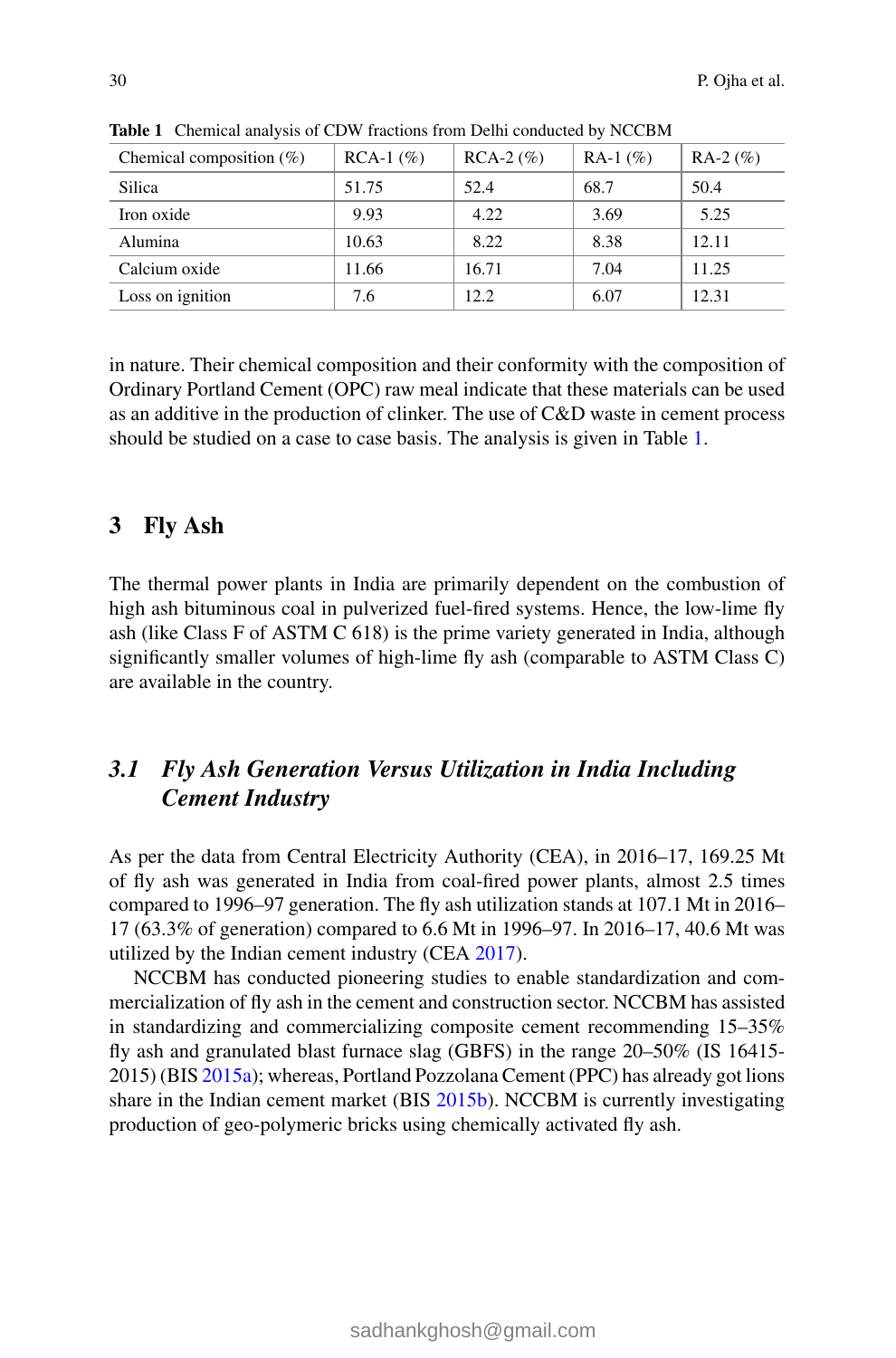**Table 1** Chemical analysis of CDW fractions from Delhi conducted by NCCBM

| Chemical composition (%) | RCA-1 (%) | RCA-2 (%) | RA-1 (%) | RA-2 (%) |
|---|---|---|---|---|
| Silica | 51.75 | 52.4 | 68.7 | 50.4 |
| Iron oxide | 9.93 | 4.22 | 3.69 | 5.25 |
| Alumina | 10.63 | 8.22 | 8.38 | 12.11 |
| Calcium oxide | 11.66 | 16.71 | 7.04 | 11.25 |
| Loss on ignition | 7.6 | 12.2 | 6.07 | 12.31 |

in nature. Their chemical composition and their conformity with the composition of Ordinary Portland Cement (OPC) raw meal indicate that these materials can be used as an additive in the production of clinker. The use of C&D waste in cement process should be studied on a case to case basis. The analysis is given in Table 1.

## 3 Fly Ash

The thermal power plants in India are primarily dependent on the combustion of high ash bituminous coal in pulverized fuel-fired systems. Hence, the low-lime fly ash (like Class F of ASTM C 618) is the prime variety generated in India, although significantly smaller volumes of high-lime fly ash (comparable to ASTM Class C) are available in the country.

### *3.1 Fly Ash Generation Versus Utilization in India Including Cement Industry*

As per the data from Central Electricity Authority (CEA), in 2016–17, 169.25 Mt of fly ash was generated in India from coal-fired power plants, almost 2.5 times compared to 1996–97 generation. The fly ash utilization stands at 107.1 Mt in 2016–17 (63.3% of generation) compared to 6.6 Mt in 1996–97. In 2016–17, 40.6 Mt was utilized by the Indian cement industry (CEA 2017).

NCCBM has conducted pioneering studies to enable standardization and commercialization of fly ash in the cement and construction sector. NCCBM has assisted in standardizing and commercializing composite cement recommending 15–35% fly ash and granulated blast furnace slag (GBFS) in the range 20–50% (IS 16415-2015) (BIS 2015a); whereas, Portland Pozzolana Cement (PPC) has already got lions share in the Indian cement market (BIS 2015b). NCCBM is currently investigating production of geo-polymeric bricks using chemically activated fly ash.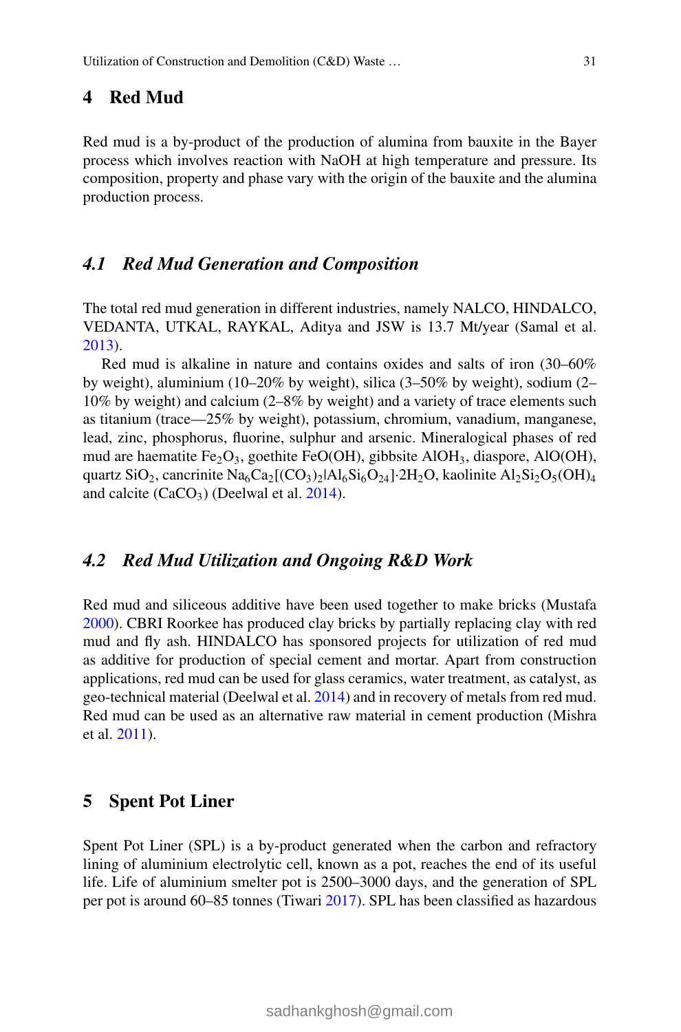## 4 Red Mud

Red mud is a by-product of the production of alumina from bauxite in the Bayer process which involves reaction with NaOH at high temperature and pressure. Its composition, property and phase vary with the origin of the bauxite and the alumina production process.

### *4.1 Red Mud Generation and Composition*

The total red mud generation in different industries, namely NALCO, HINDALCO, VEDANTA, UTKAL, RAYKAL, Aditya and JSW is 13.7 Mt/year (Samal et al. 2013).

Red mud is alkaline in nature and contains oxides and salts of iron (30–60% by weight), aluminium (10–20% by weight), silica (3–50% by weight), sodium (2–10% by weight) and calcium (2–8% by weight) and a variety of trace elements such as titanium (trace—25% by weight), potassium, chromium, vanadium, manganese, lead, zinc, phosphorus, fluorine, sulphur and arsenic. Mineralogical phases of red mud are haematite $Fe_2O_3$, goethite FeO(OH), gibbsite $AlOH_3$, diaspore, AlO(OH), quartz $SiO_2$, cancrinite $Na_6Ca_2[(CO_3)_2|Al_6Si_6O_{24}]\cdot 2H_2O$, kaolinite $Al_2Si_2O_5(OH)_4$ and calcite ($CaCO_3$) (Deelwal et al. 2014).

### *4.2 Red Mud Utilization and Ongoing R&D Work*

Red mud and siliceous additive have been used together to make bricks (Mustafa 2000). CBRI Roorkee has produced clay bricks by partially replacing clay with red mud and fly ash. HINDALCO has sponsored projects for utilization of red mud as additive for production of special cement and mortar. Apart from construction applications, red mud can be used for glass ceramics, water treatment, as catalyst, as geo-technical material (Deelwal et al. 2014) and in recovery of metals from red mud. Red mud can be used as an alternative raw material in cement production (Mishra et al. 2011).

## 5 Spent Pot Liner

Spent Pot Liner (SPL) is a by-product generated when the carbon and refractory lining of aluminium electrolytic cell, known as a pot, reaches the end of its useful life. Life of aluminium smelter pot is 2500–3000 days, and the generation of SPL per pot is around 60–85 tonnes (Tiwari 2017). SPL has been classified as hazardous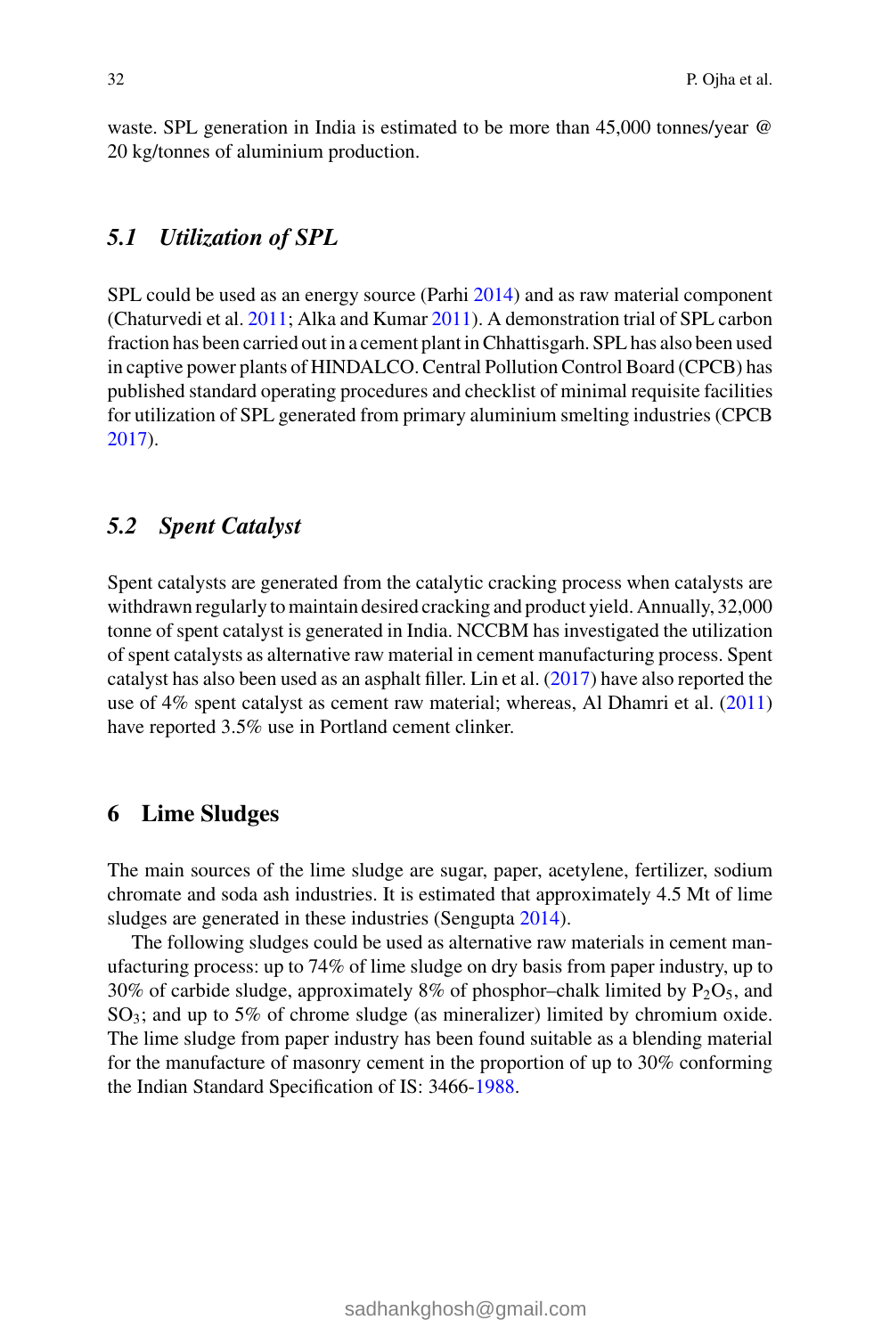waste. SPL generation in India is estimated to be more than 45,000 tonnes/year @ 20 kg/tonnes of aluminium production.

### *5.1 Utilization of SPL*

SPL could be used as an energy source (Parhi 2014) and as raw material component (Chaturvedi et al. 2011; Alka and Kumar 2011). A demonstration trial of SPL carbon fraction has been carried out in a cement plant in Chhattisgarh. SPL has also been used in captive power plants of HINDALCO. Central Pollution Control Board (CPCB) has published standard operating procedures and checklist of minimal requisite facilities for utilization of SPL generated from primary aluminium smelting industries (CPCB 2017).

### *5.2 Spent Catalyst*

Spent catalysts are generated from the catalytic cracking process when catalysts are withdrawn regularly to maintain desired cracking and product yield. Annually, 32,000 tonne of spent catalyst is generated in India. NCCBM has investigated the utilization of spent catalysts as alternative raw material in cement manufacturing process. Spent catalyst has also been used as an asphalt filler. Lin et al. (2017) have also reported the use of 4% spent catalyst as cement raw material; whereas, Al Dhamri et al. (2011) have reported 3.5% use in Portland cement clinker.

## 6 Lime Sludges

The main sources of the lime sludge are sugar, paper, acetylene, fertilizer, sodium chromate and soda ash industries. It is estimated that approximately 4.5 Mt of lime sludges are generated in these industries (Sengupta 2014).

The following sludges could be used as alternative raw materials in cement manufacturing process: up to 74% of lime sludge on dry basis from paper industry, up to 30% of carbide sludge, approximately 8% of phosphor–chalk limited by $P_2O_5$, and $SO_3$; and up to 5% of chrome sludge (as mineralizer) limited by chromium oxide. The lime sludge from paper industry has been found suitable as a blending material for the manufacture of masonry cement in the proportion of up to 30% conforming the Indian Standard Specification of IS: 3466-1988.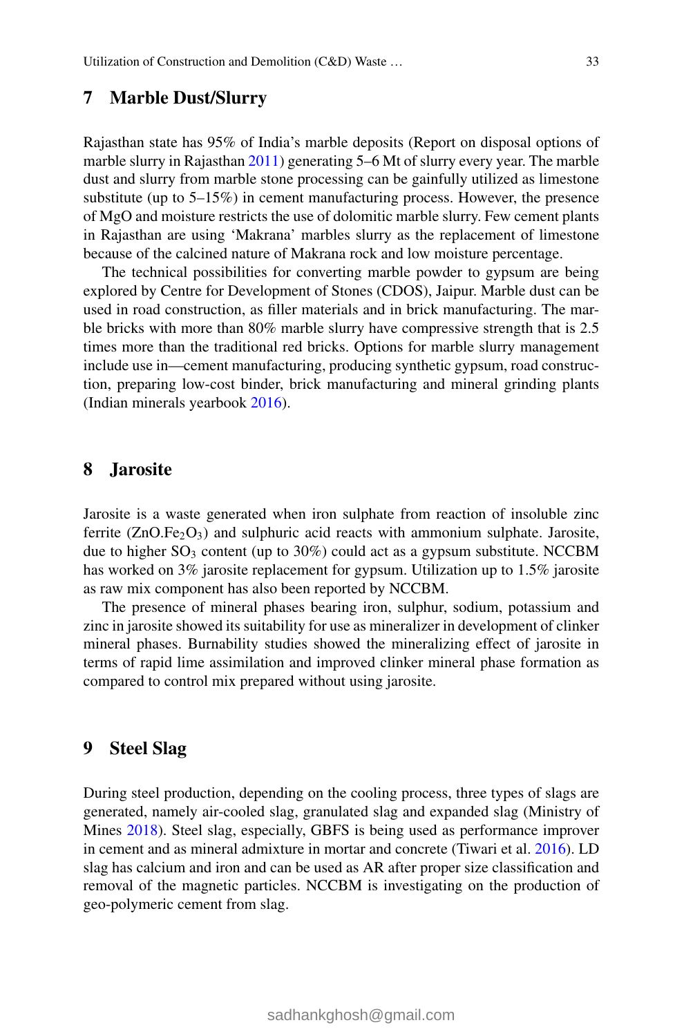## 7 Marble Dust/Slurry

Rajasthan state has 95% of India's marble deposits (Report on disposal options of marble slurry in Rajasthan 2011) generating 5–6 Mt of slurry every year. The marble dust and slurry from marble stone processing can be gainfully utilized as limestone substitute (up to 5–15%) in cement manufacturing process. However, the presence of MgO and moisture restricts the use of dolomitic marble slurry. Few cement plants in Rajasthan are using 'Makrana' marbles slurry as the replacement of limestone because of the calcined nature of Makrana rock and low moisture percentage.

The technical possibilities for converting marble powder to gypsum are being explored by Centre for Development of Stones (CDOS), Jaipur. Marble dust can be used in road construction, as filler materials and in brick manufacturing. The marble bricks with more than 80% marble slurry have compressive strength that is 2.5 times more than the traditional red bricks. Options for marble slurry management include use in—cement manufacturing, producing synthetic gypsum, road construction, preparing low-cost binder, brick manufacturing and mineral grinding plants (Indian minerals yearbook 2016).

## 8 Jarosite

Jarosite is a waste generated when iron sulphate from reaction of insoluble zinc ferrite ($ZnO.Fe_2O_3$) and sulphuric acid reacts with ammonium sulphate. Jarosite, due to higher $SO_3$ content (up to 30%) could act as a gypsum substitute. NCCBM has worked on 3% jarosite replacement for gypsum. Utilization up to 1.5% jarosite as raw mix component has also been reported by NCCBM.

The presence of mineral phases bearing iron, sulphur, sodium, potassium and zinc in jarosite showed its suitability for use as mineralizer in development of clinker mineral phases. Burnability studies showed the mineralizing effect of jarosite in terms of rapid lime assimilation and improved clinker mineral phase formation as compared to control mix prepared without using jarosite.

## 9 Steel Slag

During steel production, depending on the cooling process, three types of slags are generated, namely air-cooled slag, granulated slag and expanded slag (Ministry of Mines 2018). Steel slag, especially, GBFS is being used as performance improver in cement and as mineral admixture in mortar and concrete (Tiwari et al. 2016). LD slag has calcium and iron and can be used as AR after proper size classification and removal of the magnetic particles. NCCBM is investigating on the production of geo-polymeric cement from slag.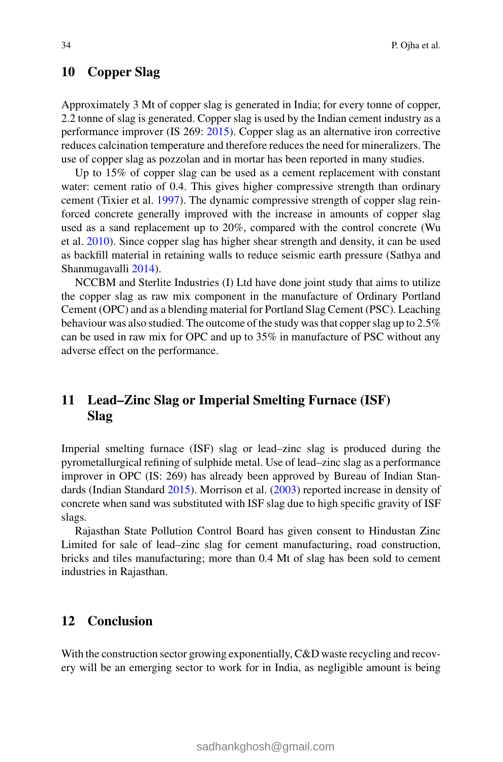## 10 Copper Slag

Approximately 3 Mt of copper slag is generated in India; for every tonne of copper, 2.2 tonne of slag is generated. Copper slag is used by the Indian cement industry as a performance improver (IS 269: 2015). Copper slag as an alternative iron corrective reduces calcination temperature and therefore reduces the need for mineralizers. The use of copper slag as pozzolan and in mortar has been reported in many studies.

Up to 15% of copper slag can be used as a cement replacement with constant water: cement ratio of 0.4. This gives higher compressive strength than ordinary cement (Tixier et al. 1997). The dynamic compressive strength of copper slag reinforced concrete generally improved with the increase in amounts of copper slag used as a sand replacement up to 20%, compared with the control concrete (Wu et al. 2010). Since copper slag has higher shear strength and density, it can be used as backfill material in retaining walls to reduce seismic earth pressure (Sathya and Shanmugavalli 2014).

NCCBM and Sterlite Industries (I) Ltd have done joint study that aims to utilize the copper slag as raw mix component in the manufacture of Ordinary Portland Cement (OPC) and as a blending material for Portland Slag Cement (PSC). Leaching behaviour was also studied. The outcome of the study was that copper slag up to 2.5% can be used in raw mix for OPC and up to 35% in manufacture of PSC without any adverse effect on the performance.

## 11 Lead–Zinc Slag or Imperial Smelting Furnace (ISF) Slag

Imperial smelting furnace (ISF) slag or lead–zinc slag is produced during the pyrometallurgical refining of sulphide metal. Use of lead–zinc slag as a performance improver in OPC (IS: 269) has already been approved by Bureau of Indian Standards (Indian Standard 2015). Morrison et al. (2003) reported increase in density of concrete when sand was substituted with ISF slag due to high specific gravity of ISF slags.

Rajasthan State Pollution Control Board has given consent to Hindustan Zinc Limited for sale of lead–zinc slag for cement manufacturing, road construction, bricks and tiles manufacturing; more than 0.4 Mt of slag has been sold to cement industries in Rajasthan.

## 12 Conclusion

With the construction sector growing exponentially, C&D waste recycling and recovery will be an emerging sector to work for in India, as negligible amount is being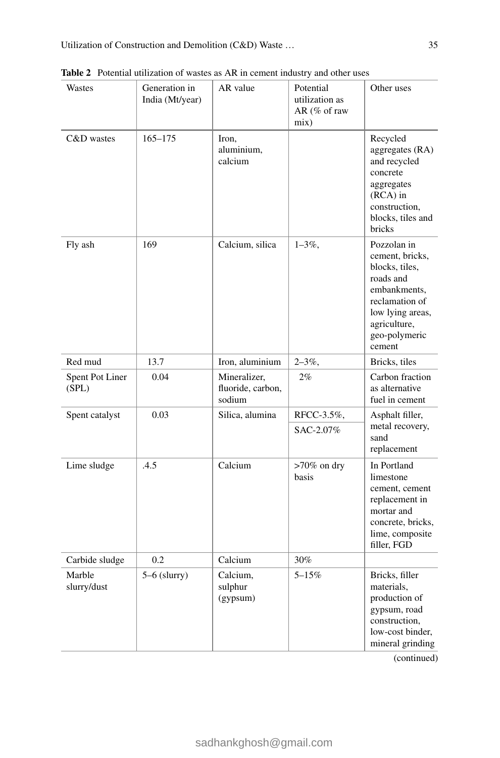**Table 2** Potential utilization of wastes as AR in cement industry and other uses

| Wastes | Generation in India (Mt/year) | AR value | Potential utilization as AR (% of raw mix) | Other uses |
|---|---|---|---|---|
| C&D wastes | 165–175 | Iron, aluminium, calcium | | Recycled aggregates (RA) and recycled concrete aggregates (RCA) in construction, blocks, tiles and bricks |
| Fly ash | 169 | Calcium, silica | 1–3%, | Pozzolan in cement, bricks, blocks, tiles, roads and embankments, reclamation of low lying areas, agriculture, geo-polymeric cement |
| Red mud | 13.7 | Iron, aluminium | 2–3%, | Bricks, tiles |
| Spent Pot Liner (SPL) | 0.04 | Mineralizer, fluoride, carbon, sodium | 2% | Carbon fraction as alternative fuel in cement |
| Spent catalyst | 0.03 | Silica, alumina | RFCC-3.5%, SAC-2.07% | Asphalt filler, metal recovery, sand replacement |
| Lime sludge | .4.5 | Calcium | >70% on dry basis | In Portland limestone cement, cement replacement in mortar and concrete, bricks, lime, composite filler, FGD |
| Carbide sludge | 0.2 | Calcium | 30% | |
| Marble slurry/dust | 5–6 (slurry) | Calcium, sulphur (gypsum) | 5–15% | Bricks, filler materials, production of gypsum, road construction, low-cost binder, mineral grinding |

(continued)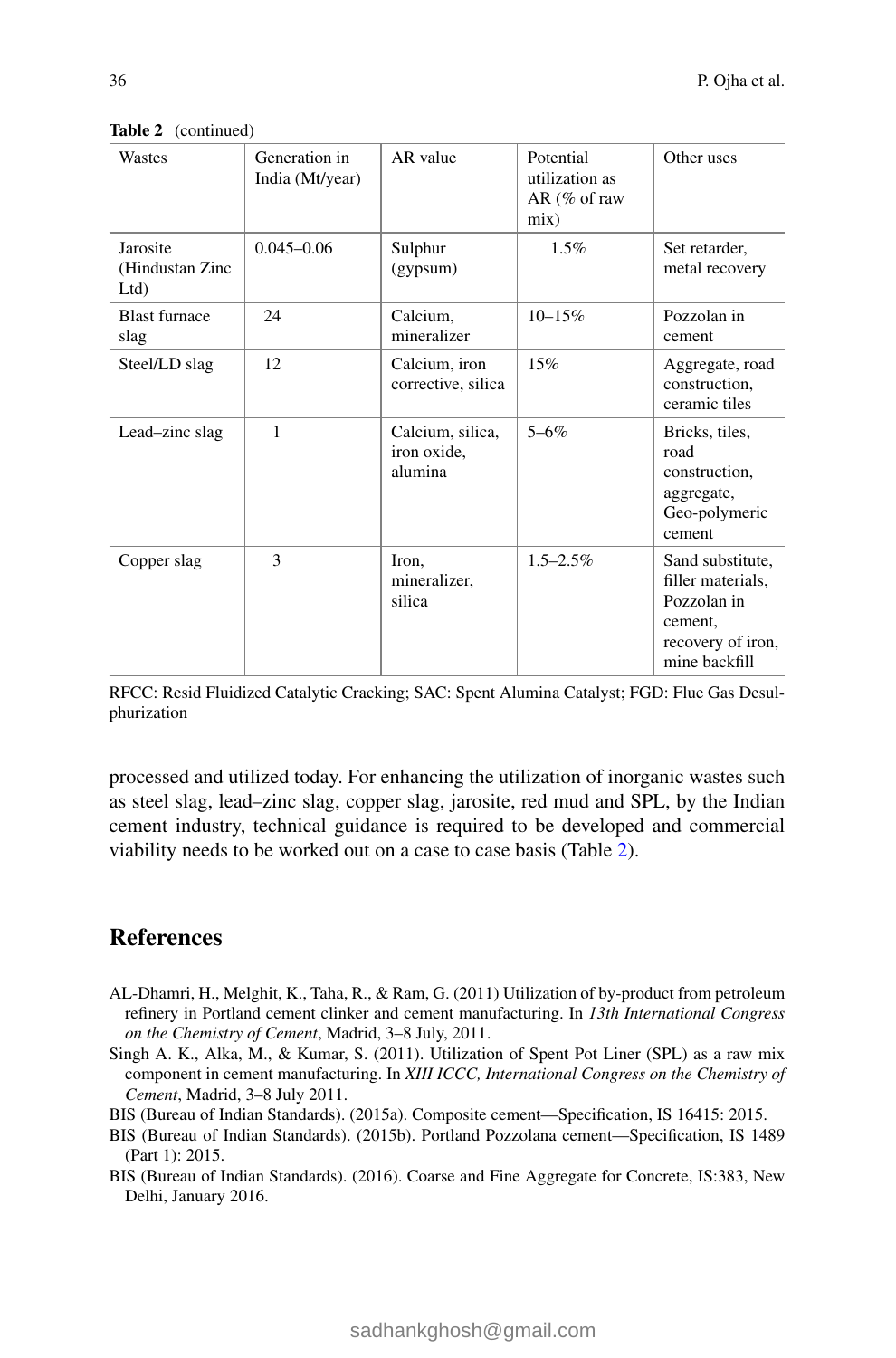**Table 2** (continued)

| Wastes | Generation in India (Mt/year) | AR value | Potential utilization as AR (% of raw mix) | Other uses |
|---|---|---|---|---|
| Jarosite (Hindustan Zinc Ltd) | 0.045–0.06 | Sulphur (gypsum) | 1.5% | Set retarder, metal recovery |
| Blast furnace slag | 24 | Calcium, mineralizer | 10–15% | Pozzolan in cement |
| Steel/LD slag | 12 | Calcium, iron corrective, silica | 15% | Aggregate, road construction, ceramic tiles |
| Lead–zinc slag | 1 | Calcium, silica, iron oxide, alumina | 5–6% | Bricks, tiles, road construction, aggregate, Geo-polymeric cement |
| Copper slag | 3 | Iron, mineralizer, silica | 1.5–2.5% | Sand substitute, filler materials, Pozzolan in cement, recovery of iron, mine backfill |

RFCC: Resid Fluidized Catalytic Cracking; SAC: Spent Alumina Catalyst; FGD: Flue Gas Desulphurization

processed and utilized today. For enhancing the utilization of inorganic wastes such as steel slag, lead–zinc slag, copper slag, jarosite, red mud and SPL, by the Indian cement industry, technical guidance is required to be developed and commercial viability needs to be worked out on a case to case basis (Table 2).

## References

AL-Dhamri, H., Melghit, K., Taha, R., & Ram, G. (2011) Utilization of by-product from petroleum refinery in Portland cement clinker and cement manufacturing. In *13th International Congress on the Chemistry of Cement*, Madrid, 3–8 July, 2011.

Singh A. K., Alka, M., & Kumar, S. (2011). Utilization of Spent Pot Liner (SPL) as a raw mix component in cement manufacturing. In *XIII ICCC, International Congress on the Chemistry of Cement*, Madrid, 3–8 July 2011.

BIS (Bureau of Indian Standards). (2015a). Composite cement—Specification, IS 16415: 2015.

BIS (Bureau of Indian Standards). (2015b). Portland Pozzolana cement—Specification, IS 1489 (Part 1): 2015.

BIS (Bureau of Indian Standards). (2016). Coarse and Fine Aggregate for Concrete, IS:383, New Delhi, January 2016.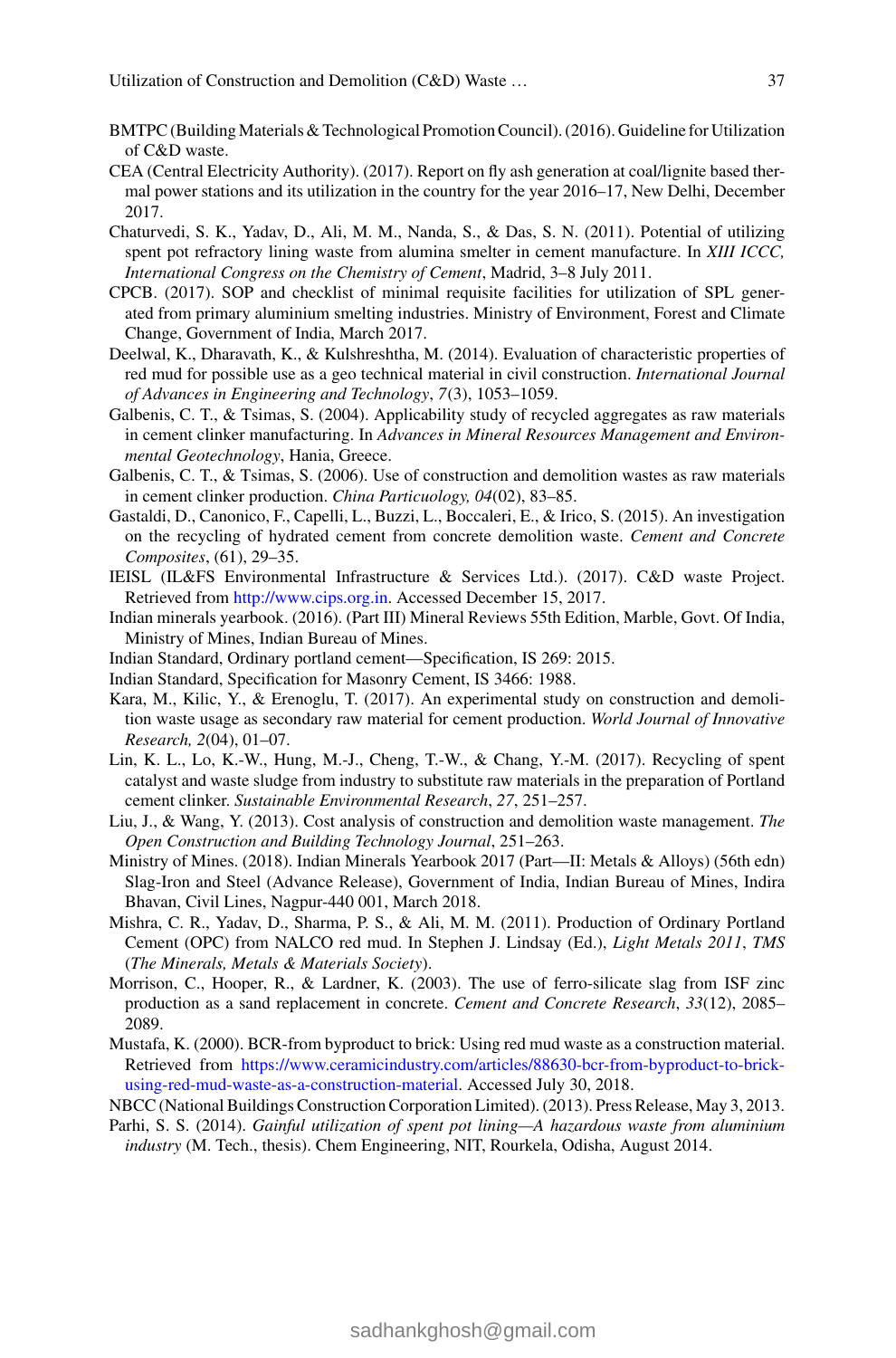BMTPC (Building Materials & Technological Promotion Council). (2016). Guideline for Utilization of C&D waste.

CEA (Central Electricity Authority). (2017). Report on fly ash generation at coal/lignite based thermal power stations and its utilization in the country for the year 2016–17, New Delhi, December 2017.

Chaturvedi, S. K., Yadav, D., Ali, M. M., Nanda, S., & Das, S. N. (2011). Potential of utilizing spent pot refractory lining waste from alumina smelter in cement manufacture. In *XIII ICCC, International Congress on the Chemistry of Cement*, Madrid, 3–8 July 2011.

CPCB. (2017). SOP and checklist of minimal requisite facilities for utilization of SPL generated from primary aluminium smelting industries. Ministry of Environment, Forest and Climate Change, Government of India, March 2017.

Deelwal, K., Dharavath, K., & Kulshreshtha, M. (2014). Evaluation of characteristic properties of red mud for possible use as a geo technical material in civil construction. *International Journal of Advances in Engineering and Technology*, *7*(3), 1053–1059.

Galbenis, C. T., & Tsimas, S. (2004). Applicability study of recycled aggregates as raw materials in cement clinker manufacturing. In *Advances in Mineral Resources Management and Environmental Geotechnology*, Hania, Greece.

Galbenis, C. T., & Tsimas, S. (2006). Use of construction and demolition wastes as raw materials in cement clinker production. *China Particuology, 04*(02), 83–85.

Gastaldi, D., Canonico, F., Capelli, L., Buzzi, L., Boccaleri, E., & Irico, S. (2015). An investigation on the recycling of hydrated cement from concrete demolition waste. *Cement and Concrete Composites*, (61), 29–35.

IEISL (IL&FS Environmental Infrastructure & Services Ltd.). (2017). C&D waste Project. Retrieved from http://www.cips.org.in. Accessed December 15, 2017.

Indian minerals yearbook. (2016). (Part III) Mineral Reviews 55th Edition, Marble, Govt. Of India, Ministry of Mines, Indian Bureau of Mines.

Indian Standard, Ordinary portland cement—Specification, IS 269: 2015.

Indian Standard, Specification for Masonry Cement, IS 3466: 1988.

Kara, M., Kilic, Y., & Erenoglu, T. (2017). An experimental study on construction and demolition waste usage as secondary raw material for cement production. *World Journal of Innovative Research, 2*(04), 01–07.

Lin, K. L., Lo, K.-W., Hung, M.-J., Cheng, T.-W., & Chang, Y.-M. (2017). Recycling of spent catalyst and waste sludge from industry to substitute raw materials in the preparation of Portland cement clinker. *Sustainable Environmental Research*, *27*, 251–257.

Liu, J., & Wang, Y. (2013). Cost analysis of construction and demolition waste management. *The Open Construction and Building Technology Journal*, 251–263.

Ministry of Mines. (2018). Indian Minerals Yearbook 2017 (Part—II: Metals & Alloys) (56th edn) Slag-Iron and Steel (Advance Release), Government of India, Indian Bureau of Mines, Indira Bhavan, Civil Lines, Nagpur-440 001, March 2018.

Mishra, C. R., Yadav, D., Sharma, P. S., & Ali, M. M. (2011). Production of Ordinary Portland Cement (OPC) from NALCO red mud. In Stephen J. Lindsay (Ed.), *Light Metals 2011*, *TMS* (*The Minerals, Metals & Materials Society*).

Morrison, C., Hooper, R., & Lardner, K. (2003). The use of ferro-silicate slag from ISF zinc production as a sand replacement in concrete. *Cement and Concrete Research*, *33*(12), 2085–2089.

Mustafa, K. (2000). BCR-from byproduct to brick: Using red mud waste as a construction material. Retrieved from https://www.ceramicindustry.com/articles/88630-bcr-from-byproduct-to-brick-using-red-mud-waste-as-a-construction-material. Accessed July 30, 2018.

NBCC (National Buildings Construction Corporation Limited). (2013). Press Release, May 3, 2013.

Parhi, S. S. (2014). *Gainful utilization of spent pot lining—A hazardous waste from aluminium industry* (M. Tech., thesis). Chem Engineering, NIT, Rourkela, Odisha, August 2014.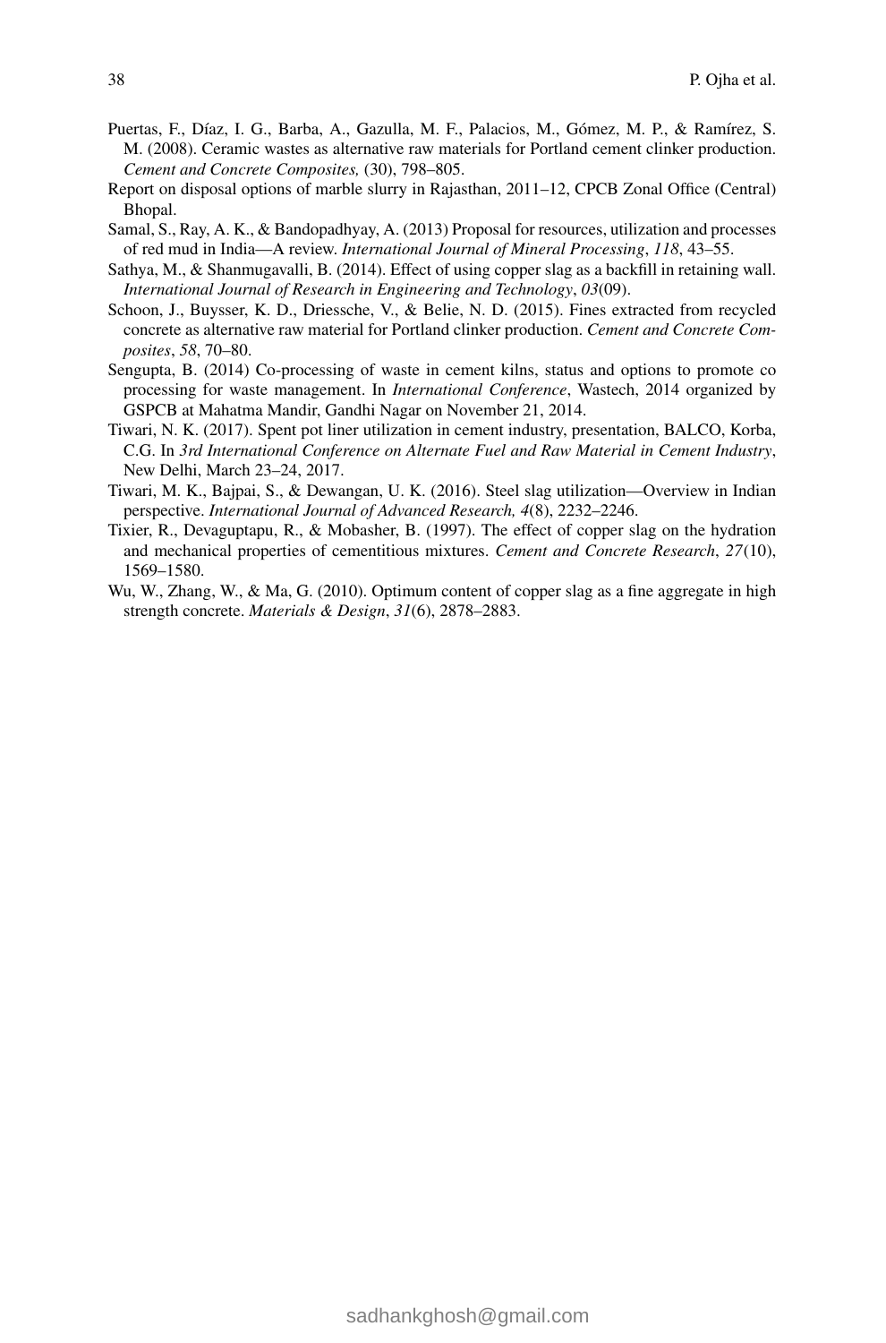Puertas, F., Díaz, I. G., Barba, A., Gazulla, M. F., Palacios, M., Gómez, M. P., & Ramírez, S. M. (2008). Ceramic wastes as alternative raw materials for Portland cement clinker production. *Cement and Concrete Composites,* (30), 798–805.

Report on disposal options of marble slurry in Rajasthan, 2011–12, CPCB Zonal Office (Central) Bhopal.

Samal, S., Ray, A. K., & Bandopadhyay, A. (2013) Proposal for resources, utilization and processes of red mud in India—A review. *International Journal of Mineral Processing*, *118*, 43–55.

Sathya, M., & Shanmugavalli, B. (2014). Effect of using copper slag as a backfill in retaining wall. *International Journal of Research in Engineering and Technology*, *03*(09).

Schoon, J., Buysser, K. D., Driessche, V., & Belie, N. D. (2015). Fines extracted from recycled concrete as alternative raw material for Portland clinker production. *Cement and Concrete Composites*, *58*, 70–80.

Sengupta, B. (2014) Co-processing of waste in cement kilns, status and options to promote co processing for waste management. In *International Conference*, Wastech, 2014 organized by GSPCB at Mahatma Mandir, Gandhi Nagar on November 21, 2014.

Tiwari, N. K. (2017). Spent pot liner utilization in cement industry, presentation, BALCO, Korba, C.G. In *3rd International Conference on Alternate Fuel and Raw Material in Cement Industry*, New Delhi, March 23–24, 2017.

Tiwari, M. K., Bajpai, S., & Dewangan, U. K. (2016). Steel slag utilization—Overview in Indian perspective. *International Journal of Advanced Research, 4*(8), 2232–2246.

Tixier, R., Devaguptapu, R., & Mobasher, B. (1997). The effect of copper slag on the hydration and mechanical properties of cementitious mixtures. *Cement and Concrete Research*, *27*(10), 1569–1580.

Wu, W., Zhang, W., & Ma, G. (2010). Optimum content of copper slag as a fine aggregate in high strength concrete. *Materials & Design*, *31*(6), 2878–2883.